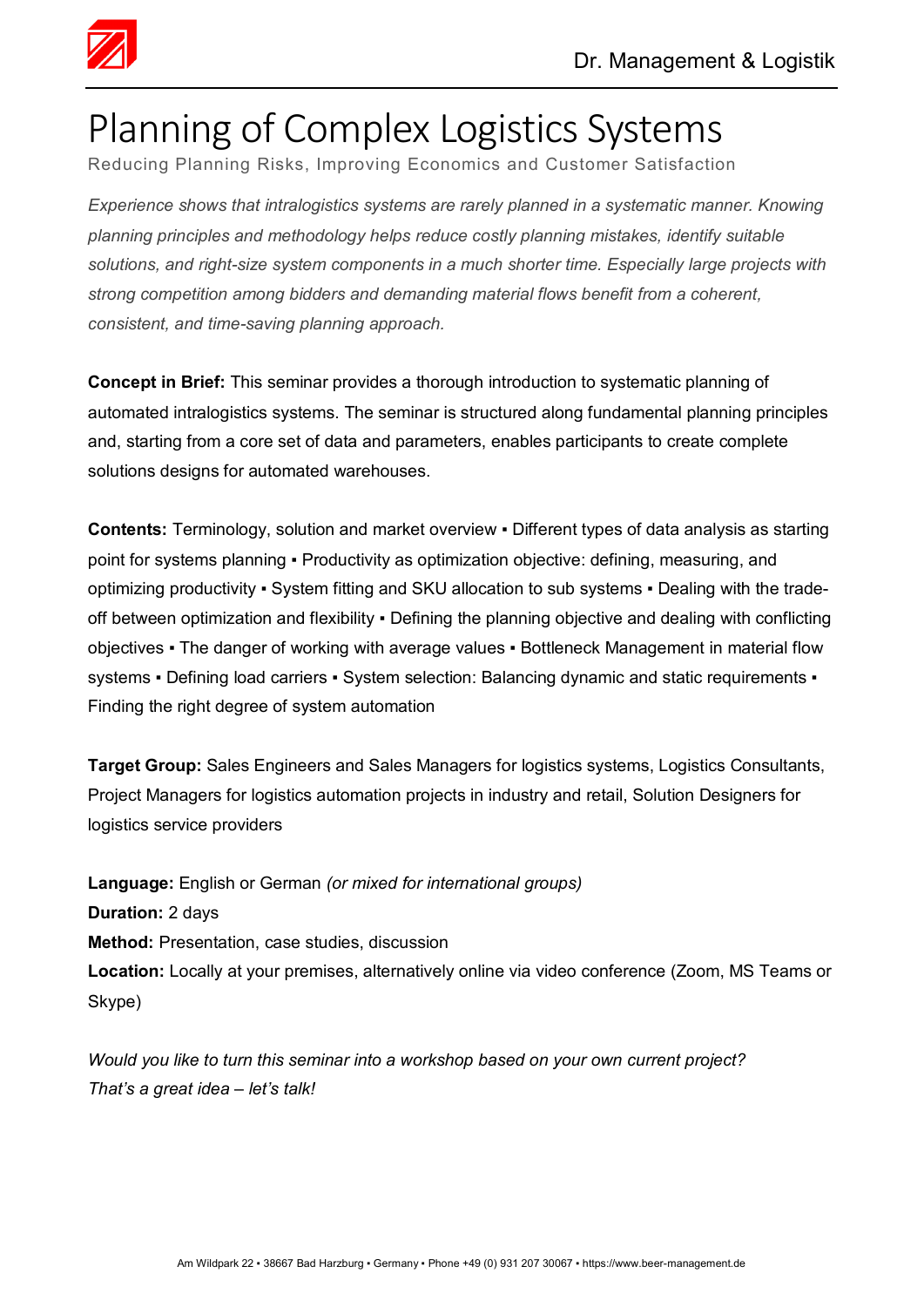# Planning of Complex Logistics Systems

Reducing Planning Risks, Improving Economics and Customer Satisfaction

*Experience shows that intralogistics systems are rarely planned in a systematic manner. Knowing planning principles and methodology helps reduce costly planning mistakes, identify suitable solutions, and right-size system components in a much shorter time. Especially large projects with strong competition among bidders and demanding material flows benefit from a coherent, consistent, and time-saving planning approach.*

**Concept in Brief:** This seminar provides a thorough introduction to systematic planning of automated intralogistics systems. The seminar is structured along fundamental planning principles and, starting from a core set of data and parameters, enables participants to create complete solutions designs for automated warehouses.

**Contents:** Terminology, solution and market overview ▪ Different types of data analysis as starting point for systems planning ▪ Productivity as optimization objective: defining, measuring, and optimizing productivity ▪ System fitting and SKU allocation to sub systems ▪ Dealing with the trade-off between optimization and flexibility ▪ Defining the planning objective and dealing with conflicting objectives ▪ The danger of working with average values ▪ Bottleneck Management in material flow systems ▪ Defining load carriers ▪ System selection: Balancing dynamic and static requirements ▪ Finding the right degree of system automation

**Target Group:** Sales Engineers and Sales Managers for logistics systems, Logistics Consultants, Project Managers for logistics automation projects in industry and retail, Solution Designers for logistics service providers

**Language:** English or German *(or mixed for international groups)*
**Duration:** 2 days
**Method:** Presentation, case studies, discussion
**Location:** Locally at your premises, alternatively online via video conference (Zoom, MS Teams or Skype)

*Would you like to turn this seminar into a workshop based on your own current project? That's a great idea – let's talk!*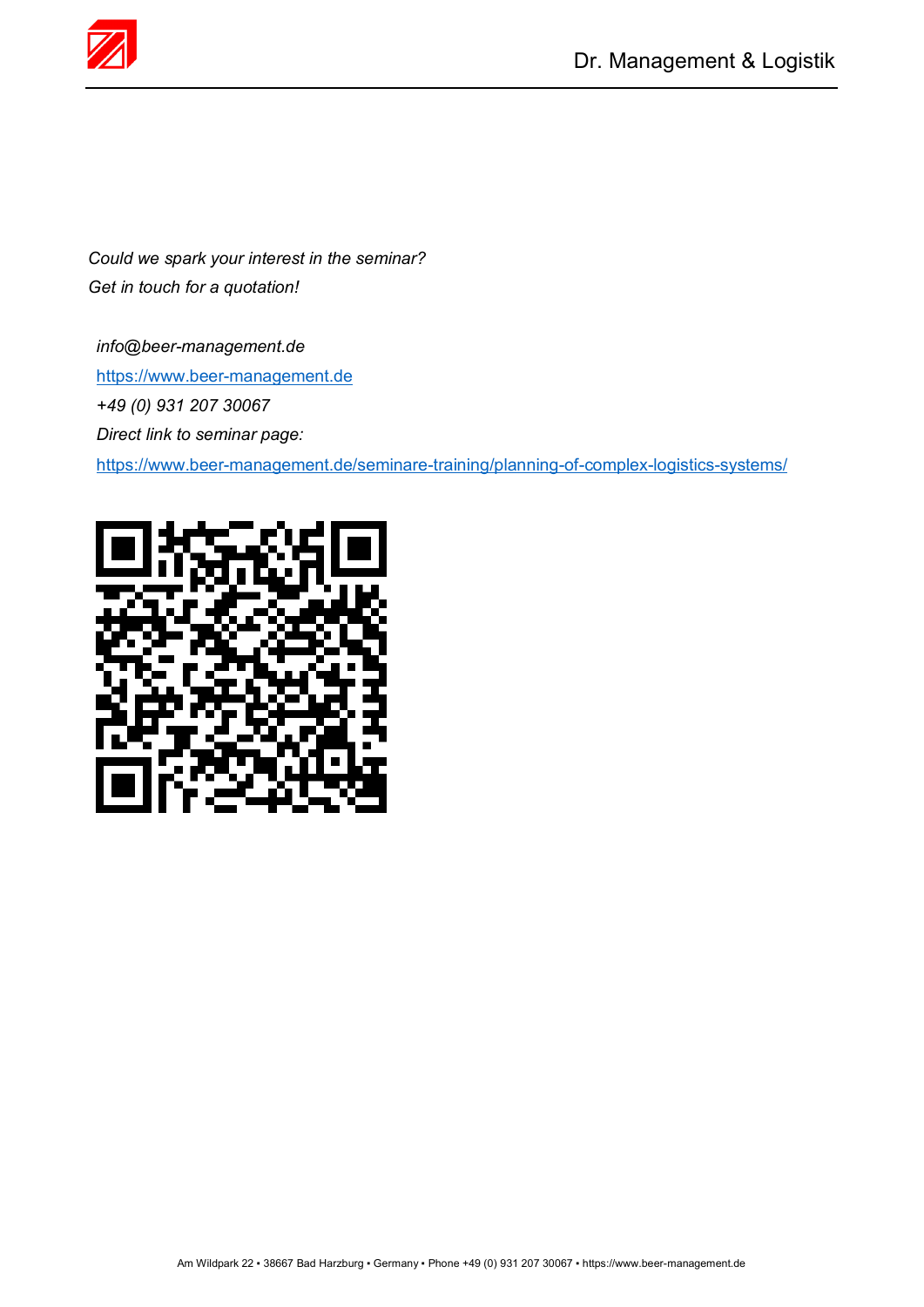*Could we spark your interest in the seminar?*
*Get in touch for a quotation!*

*info@beer-management.de*
https://www.beer-management.de
*+49 (0) 931 207 30067*
*Direct link to seminar page:*
https://www.beer-management.de/seminare-training/planning-of-complex-logistics-systems/